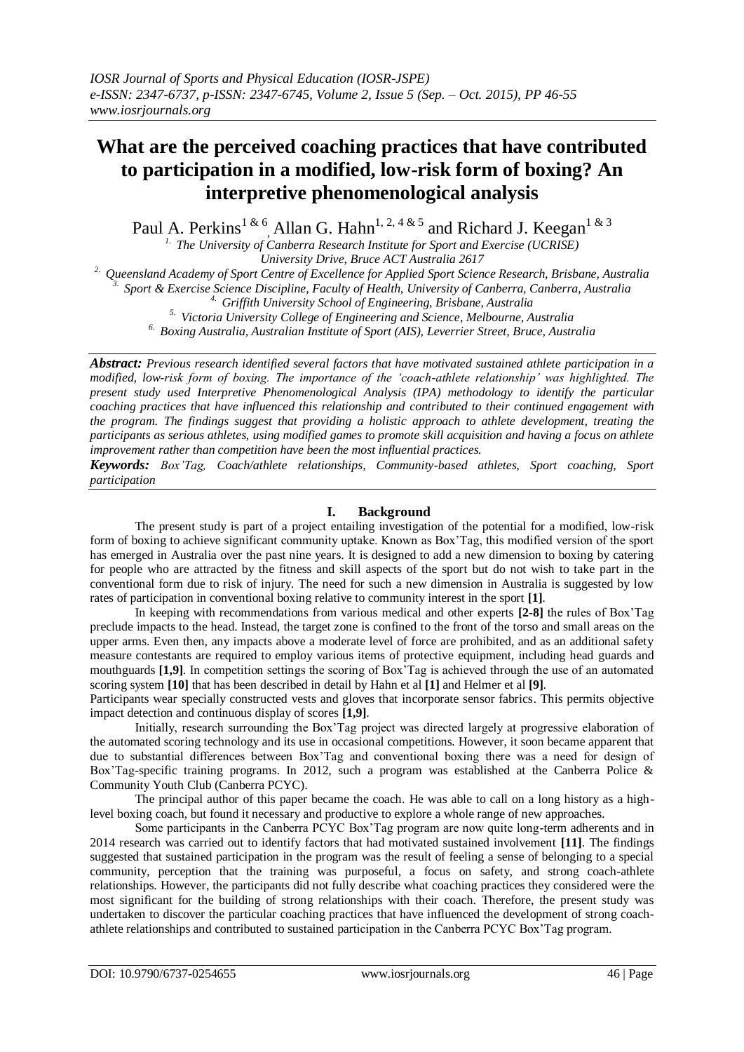# What are the perceived coaching practices that have contributed to participation in a modified, low-risk form of boxing? An interpretive phenomenological analysis

Paul A. Perkins[1 & 6], Allan G. Hahn[1, 2, 4 & 5] and Richard J. Keegan[1 & 3]

[1.] The University of Canberra Research Institute for Sport and Exercise (UCRISE) University Drive, Bruce ACT Australia 2617

[2.] Queensland Academy of Sport Centre of Excellence for Applied Sport Science Research, Brisbane, Australia

[3.] Sport & Exercise Science Discipline, Faculty of Health, University of Canberra, Canberra, Australia

[4.] Griffith University School of Engineering, Brisbane, Australia

[5.] Victoria University College of Engineering and Science, Melbourne, Australia

[6.] Boxing Australia, Australian Institute of Sport (AIS), Leverrier Street, Bruce, Australia

***Abstract:*** *Previous research identified several factors that have motivated sustained athlete participation in a modified, low-risk form of boxing. The importance of the 'coach-athlete relationship' was highlighted. The present study used Interpretive Phenomenological Analysis (IPA) methodology to identify the particular coaching practices that have influenced this relationship and contributed to their continued engagement with the program. The findings suggest that providing a holistic approach to athlete development, treating the participants as serious athletes, using modified games to promote skill acquisition and having a focus on athlete improvement rather than competition have been the most influential practices.*

***Keywords:*** *Box'Tag, Coach/athlete relationships, Community-based athletes, Sport coaching, Sport participation*

## I. Background

The present study is part of a project entailing investigation of the potential for a modified, low-risk form of boxing to achieve significant community uptake. Known as Box'Tag, this modified version of the sport has emerged in Australia over the past nine years. It is designed to add a new dimension to boxing by catering for people who are attracted by the fitness and skill aspects of the sport but do not wish to take part in the conventional form due to risk of injury. The need for such a new dimension in Australia is suggested by low rates of participation in conventional boxing relative to community interest in the sport **[1]**.

In keeping with recommendations from various medical and other experts **[2-8]** the rules of Box'Tag preclude impacts to the head. Instead, the target zone is confined to the front of the torso and small areas on the upper arms. Even then, any impacts above a moderate level of force are prohibited, and as an additional safety measure contestants are required to employ various items of protective equipment, including head guards and mouthguards **[1,9]**. In competition settings the scoring of Box'Tag is achieved through the use of an automated scoring system **[10]** that has been described in detail by Hahn et al **[1]** and Helmer et al **[9]**.

Participants wear specially constructed vests and gloves that incorporate sensor fabrics. This permits objective impact detection and continuous display of scores **[1,9]**.

Initially, research surrounding the Box'Tag project was directed largely at progressive elaboration of the automated scoring technology and its use in occasional competitions. However, it soon became apparent that due to substantial differences between Box'Tag and conventional boxing there was a need for design of Box'Tag-specific training programs. In 2012, such a program was established at the Canberra Police & Community Youth Club (Canberra PCYC).

The principal author of this paper became the coach. He was able to call on a long history as a high-level boxing coach, but found it necessary and productive to explore a whole range of new approaches.

Some participants in the Canberra PCYC Box'Tag program are now quite long-term adherents and in 2014 research was carried out to identify factors that had motivated sustained involvement **[11]**. The findings suggested that sustained participation in the program was the result of feeling a sense of belonging to a special community, perception that the training was purposeful, a focus on safety, and strong coach-athlete relationships. However, the participants did not fully describe what coaching practices they considered were the most significant for the building of strong relationships with their coach. Therefore, the present study was undertaken to discover the particular coaching practices that have influenced the development of strong coach-athlete relationships and contributed to sustained participation in the Canberra PCYC Box'Tag program.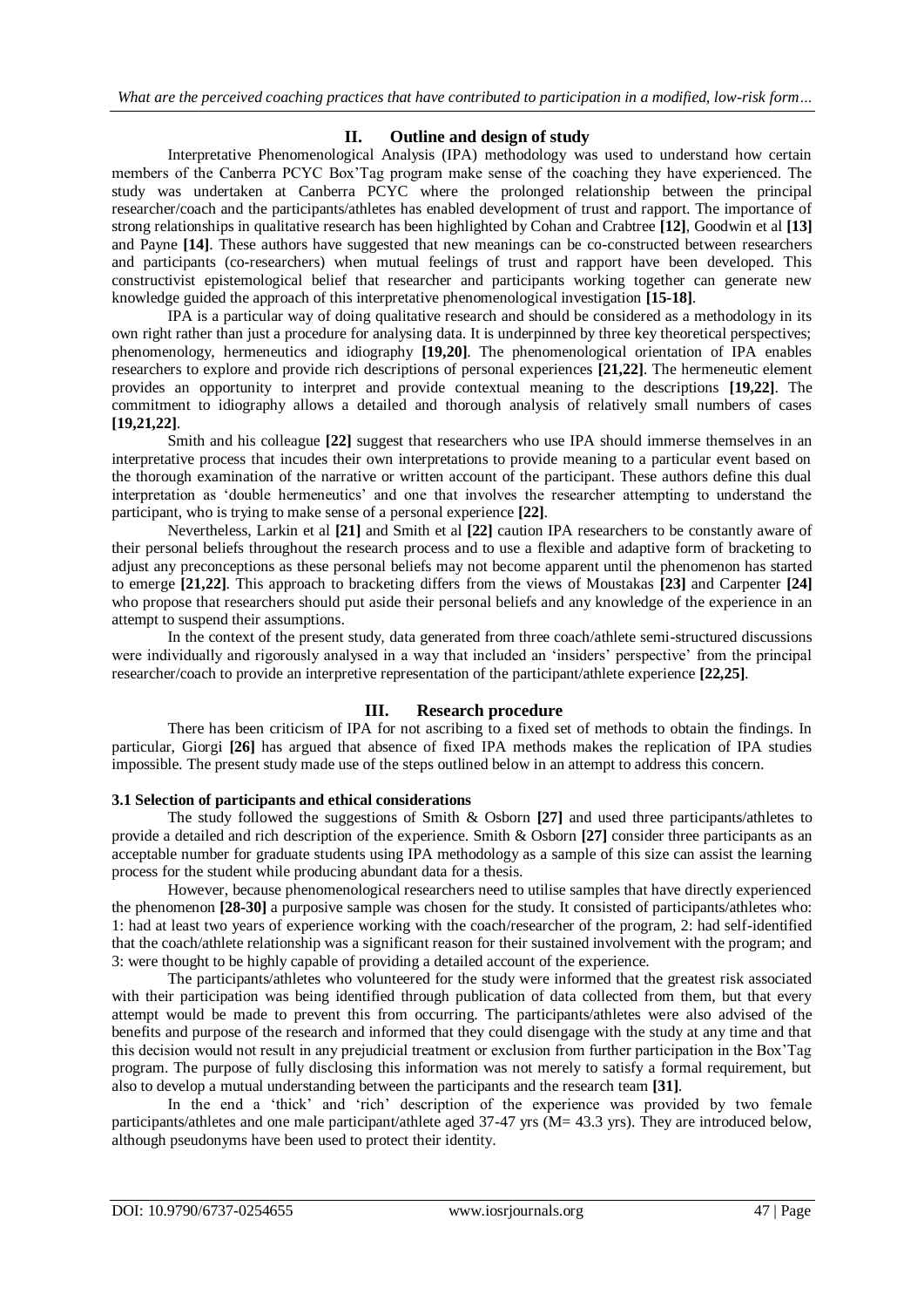## II. Outline and design of study

Interpretative Phenomenological Analysis (IPA) methodology was used to understand how certain members of the Canberra PCYC Box'Tag program make sense of the coaching they have experienced. The study was undertaken at Canberra PCYC where the prolonged relationship between the principal researcher/coach and the participants/athletes has enabled development of trust and rapport. The importance of strong relationships in qualitative research has been highlighted by Cohan and Crabtree **[12]**, Goodwin et al **[13]** and Payne **[14]**. These authors have suggested that new meanings can be co-constructed between researchers and participants (co-researchers) when mutual feelings of trust and rapport have been developed. This constructivist epistemological belief that researcher and participants working together can generate new knowledge guided the approach of this interpretative phenomenological investigation **[15-18]**.

IPA is a particular way of doing qualitative research and should be considered as a methodology in its own right rather than just a procedure for analysing data. It is underpinned by three key theoretical perspectives; phenomenology, hermeneutics and idiography **[19,20]**. The phenomenological orientation of IPA enables researchers to explore and provide rich descriptions of personal experiences **[21,22]**. The hermeneutic element provides an opportunity to interpret and provide contextual meaning to the descriptions **[19,22]**. The commitment to idiography allows a detailed and thorough analysis of relatively small numbers of cases **[19,21,22]**.

Smith and his colleague **[22]** suggest that researchers who use IPA should immerse themselves in an interpretative process that incudes their own interpretations to provide meaning to a particular event based on the thorough examination of the narrative or written account of the participant. These authors define this dual interpretation as 'double hermeneutics' and one that involves the researcher attempting to understand the participant, who is trying to make sense of a personal experience **[22]**.

Nevertheless, Larkin et al **[21]** and Smith et al **[22]** caution IPA researchers to be constantly aware of their personal beliefs throughout the research process and to use a flexible and adaptive form of bracketing to adjust any preconceptions as these personal beliefs may not become apparent until the phenomenon has started to emerge **[21,22]**. This approach to bracketing differs from the views of Moustakas **[23]** and Carpenter **[24]** who propose that researchers should put aside their personal beliefs and any knowledge of the experience in an attempt to suspend their assumptions.

In the context of the present study, data generated from three coach/athlete semi-structured discussions were individually and rigorously analysed in a way that included an 'insiders' perspective' from the principal researcher/coach to provide an interpretive representation of the participant/athlete experience **[22,25]**.

## III. Research procedure

There has been criticism of IPA for not ascribing to a fixed set of methods to obtain the findings. In particular, Giorgi **[26]** has argued that absence of fixed IPA methods makes the replication of IPA studies impossible. The present study made use of the steps outlined below in an attempt to address this concern.

### 3.1 Selection of participants and ethical considerations

The study followed the suggestions of Smith & Osborn **[27]** and used three participants/athletes to provide a detailed and rich description of the experience. Smith & Osborn **[27]** consider three participants as an acceptable number for graduate students using IPA methodology as a sample of this size can assist the learning process for the student while producing abundant data for a thesis.

However, because phenomenological researchers need to utilise samples that have directly experienced the phenomenon **[28-30]** a purposive sample was chosen for the study. It consisted of participants/athletes who: 1: had at least two years of experience working with the coach/researcher of the program, 2: had self-identified that the coach/athlete relationship was a significant reason for their sustained involvement with the program; and 3: were thought to be highly capable of providing a detailed account of the experience.

The participants/athletes who volunteered for the study were informed that the greatest risk associated with their participation was being identified through publication of data collected from them, but that every attempt would be made to prevent this from occurring. The participants/athletes were also advised of the benefits and purpose of the research and informed that they could disengage with the study at any time and that this decision would not result in any prejudicial treatment or exclusion from further participation in the Box'Tag program. The purpose of fully disclosing this information was not merely to satisfy a formal requirement, but also to develop a mutual understanding between the participants and the research team **[31]**.

In the end a 'thick' and 'rich' description of the experience was provided by two female participants/athletes and one male participant/athlete aged 37-47 yrs (M= 43.3 yrs). They are introduced below, although pseudonyms have been used to protect their identity.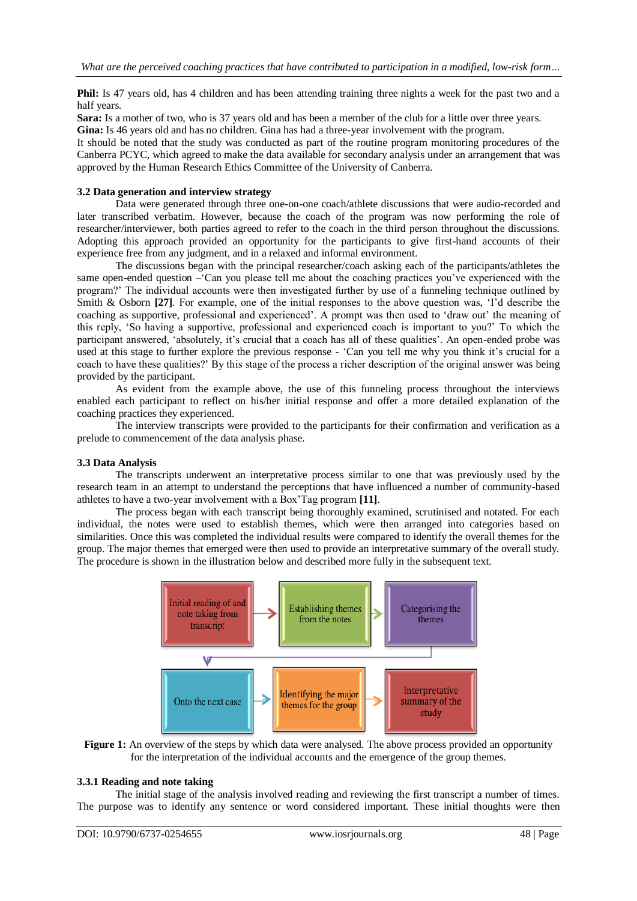**Phil:** Is 47 years old, has 4 children and has been attending training three nights a week for the past two and a half years.

**Sara:** Is a mother of two, who is 37 years old and has been a member of the club for a little over three years.

**Gina:** Is 46 years old and has no children. Gina has had a three-year involvement with the program.

It should be noted that the study was conducted as part of the routine program monitoring procedures of the Canberra PCYC, which agreed to make the data available for secondary analysis under an arrangement that was approved by the Human Research Ethics Committee of the University of Canberra.

### 3.2 Data generation and interview strategy

Data were generated through three one-on-one coach/athlete discussions that were audio-recorded and later transcribed verbatim. However, because the coach of the program was now performing the role of researcher/interviewer, both parties agreed to refer to the coach in the third person throughout the discussions. Adopting this approach provided an opportunity for the participants to give first-hand accounts of their experience free from any judgment, and in a relaxed and informal environment.

The discussions began with the principal researcher/coach asking each of the participants/athletes the same open-ended question –'Can you please tell me about the coaching practices you've experienced with the program?' The individual accounts were then investigated further by use of a funneling technique outlined by Smith & Osborn **[27]**. For example, one of the initial responses to the above question was, 'I'd describe the coaching as supportive, professional and experienced'. A prompt was then used to 'draw out' the meaning of this reply, 'So having a supportive, professional and experienced coach is important to you?' To which the participant answered, 'absolutely, it's crucial that a coach has all of these qualities'. An open-ended probe was used at this stage to further explore the previous response - 'Can you tell me why you think it's crucial for a coach to have these qualities?' By this stage of the process a richer description of the original answer was being provided by the participant.

As evident from the example above, the use of this funneling process throughout the interviews enabled each participant to reflect on his/her initial response and offer a more detailed explanation of the coaching practices they experienced.

The interview transcripts were provided to the participants for their confirmation and verification as a prelude to commencement of the data analysis phase.

### 3.3 Data Analysis

The transcripts underwent an interpretative process similar to one that was previously used by the research team in an attempt to understand the perceptions that have influenced a number of community-based athletes to have a two-year involvement with a Box'Tag program **[11]**.

The process began with each transcript being thoroughly examined, scrutinised and notated. For each individual, the notes were used to establish themes, which were then arranged into categories based on similarities. Once this was completed the individual results were compared to identify the overall themes for the group. The major themes that emerged were then used to provide an interpretative summary of the overall study. The procedure is shown in the illustration below and described more fully in the subsequent text.

Initial reading of and note taking from transcript → Establishing themes from the notes → Categorising the themes → Onto the next case → Identifying the major themes for the group → Interpretative summary of the study

**Figure 1:** An overview of the steps by which data were analysed. The above process provided an opportunity for the interpretation of the individual accounts and the emergence of the group themes.

#### 3.3.1 Reading and note taking

The initial stage of the analysis involved reading and reviewing the first transcript a number of times. The purpose was to identify any sentence or word considered important. These initial thoughts were then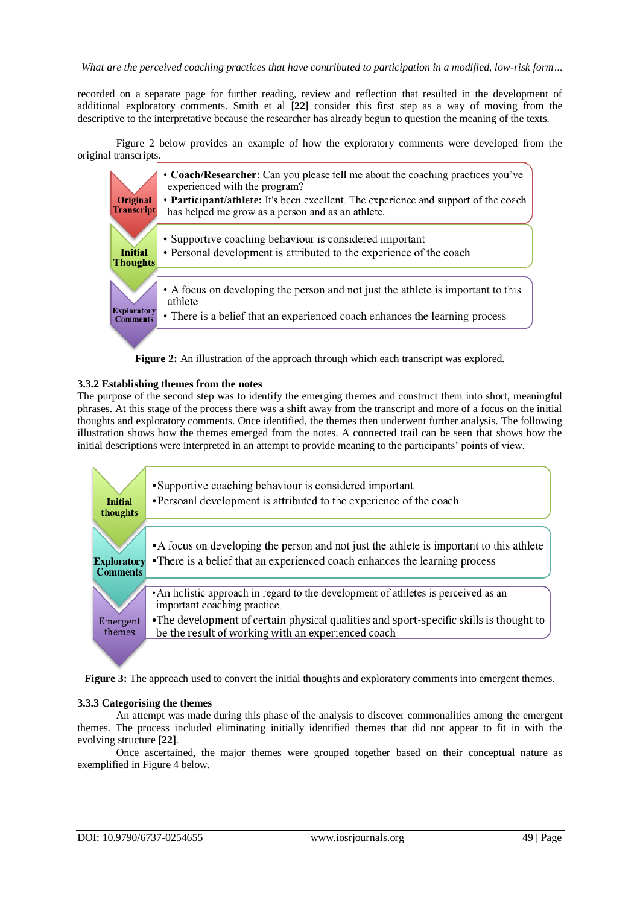recorded on a separate page for further reading, review and reflection that resulted in the development of additional exploratory comments. Smith et al **[22]** consider this first step as a way of moving from the descriptive to the interpretative because the researcher has already begun to question the meaning of the texts.

Figure 2 below provides an example of how the exploratory comments were developed from the original transcripts.

**Original Transcript**
- **Coach/Researcher:** Can you please tell me about the coaching practices you've experienced with the program?
- **Participant/athlete:** It's been excellent. The experience and support of the coach has helped me grow as a person and as an athlete.

**Initial Thoughts**
- Supportive coaching behaviour is considered important
- Personal development is attributed to the experience of the coach

**Exploratory Comments**
- A focus on developing the person and not just the athlete is important to this athlete
- There is a belief that an experienced coach enhances the learning process

**Figure 2:** An illustration of the approach through which each transcript was explored.

### 3.3.2 Establishing themes from the notes

The purpose of the second step was to identify the emerging themes and construct them into short, meaningful phrases. At this stage of the process there was a shift away from the transcript and more of a focus on the initial thoughts and exploratory comments. Once identified, the themes then underwent further analysis. The following illustration shows how the themes emerged from the notes. A connected trail can be seen that shows how the initial descriptions were interpreted in an attempt to provide meaning to the participants' points of view.

**Initial thoughts**
- Supportive coaching behaviour is considered important
- Persoanl development is attributed to the experience of the coach

**Exploratory Comments**
- A focus on developing the person and not just the athlete is important to this athlete
- There is a belief that an experienced coach enhances the learning process

**Emergent themes**
- An holistic approach in regard to the development of athletes is perceived as an important coaching practice.
- The development of certain physical qualities and sport-specific skills is thought to be the result of working with an experienced coach

**Figure 3:** The approach used to convert the initial thoughts and exploratory comments into emergent themes.

### 3.3.3 Categorising the themes

An attempt was made during this phase of the analysis to discover commonalities among the emergent themes. The process included eliminating initially identified themes that did not appear to fit in with the evolving structure **[22]**.

Once ascertained, the major themes were grouped together based on their conceptual nature as exemplified in Figure 4 below.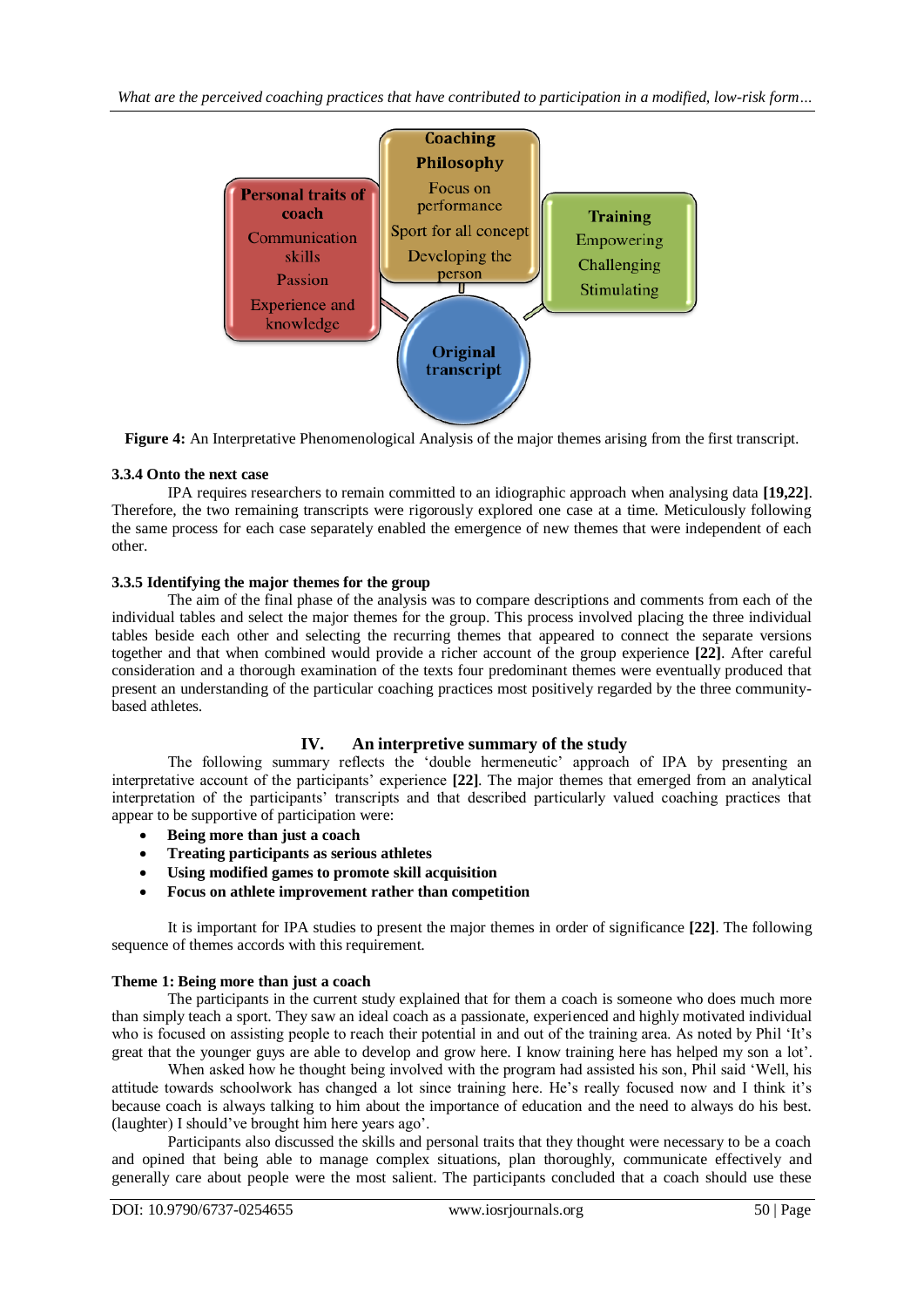**Coaching Philosophy**
Focus on performance
Sport for all concept
Developing the person

**Personal traits of coach**
Communication skills
Passion
Experience and knowledge

**Training**
Empowering
Challenging
Stimulating

**Original transcript**

**Figure 4:** An Interpretative Phenomenological Analysis of the major themes arising from the first transcript.

### 3.3.4 Onto the next case

IPA requires researchers to remain committed to an idiographic approach when analysing data **[19,22]**. Therefore, the two remaining transcripts were rigorously explored one case at a time. Meticulously following the same process for each case separately enabled the emergence of new themes that were independent of each other.

### 3.3.5 Identifying the major themes for the group

The aim of the final phase of the analysis was to compare descriptions and comments from each of the individual tables and select the major themes for the group. This process involved placing the three individual tables beside each other and selecting the recurring themes that appeared to connect the separate versions together and that when combined would provide a richer account of the group experience **[22]**. After careful consideration and a thorough examination of the texts four predominant themes were eventually produced that present an understanding of the particular coaching practices most positively regarded by the three community-based athletes.

## IV. An interpretive summary of the study

The following summary reflects the 'double hermeneutic' approach of IPA by presenting an interpretative account of the participants' experience **[22]**. The major themes that emerged from an analytical interpretation of the participants' transcripts and that described particularly valued coaching practices that appear to be supportive of participation were:

- **Being more than just a coach**
- **Treating participants as serious athletes**
- **Using modified games to promote skill acquisition**
- **Focus on athlete improvement rather than competition**

It is important for IPA studies to present the major themes in order of significance **[22]**. The following sequence of themes accords with this requirement.

**Theme 1: Being more than just a coach**

The participants in the current study explained that for them a coach is someone who does much more than simply teach a sport. They saw an ideal coach as a passionate, experienced and highly motivated individual who is focused on assisting people to reach their potential in and out of the training area. As noted by Phil 'It's great that the younger guys are able to develop and grow here. I know training here has helped my son a lot'.

When asked how he thought being involved with the program had assisted his son, Phil said 'Well, his attitude towards schoolwork has changed a lot since training here. He's really focused now and I think it's because coach is always talking to him about the importance of education and the need to always do his best. (laughter) I should've brought him here years ago'.

Participants also discussed the skills and personal traits that they thought were necessary to be a coach and opined that being able to manage complex situations, plan thoroughly, communicate effectively and generally care about people were the most salient. The participants concluded that a coach should use these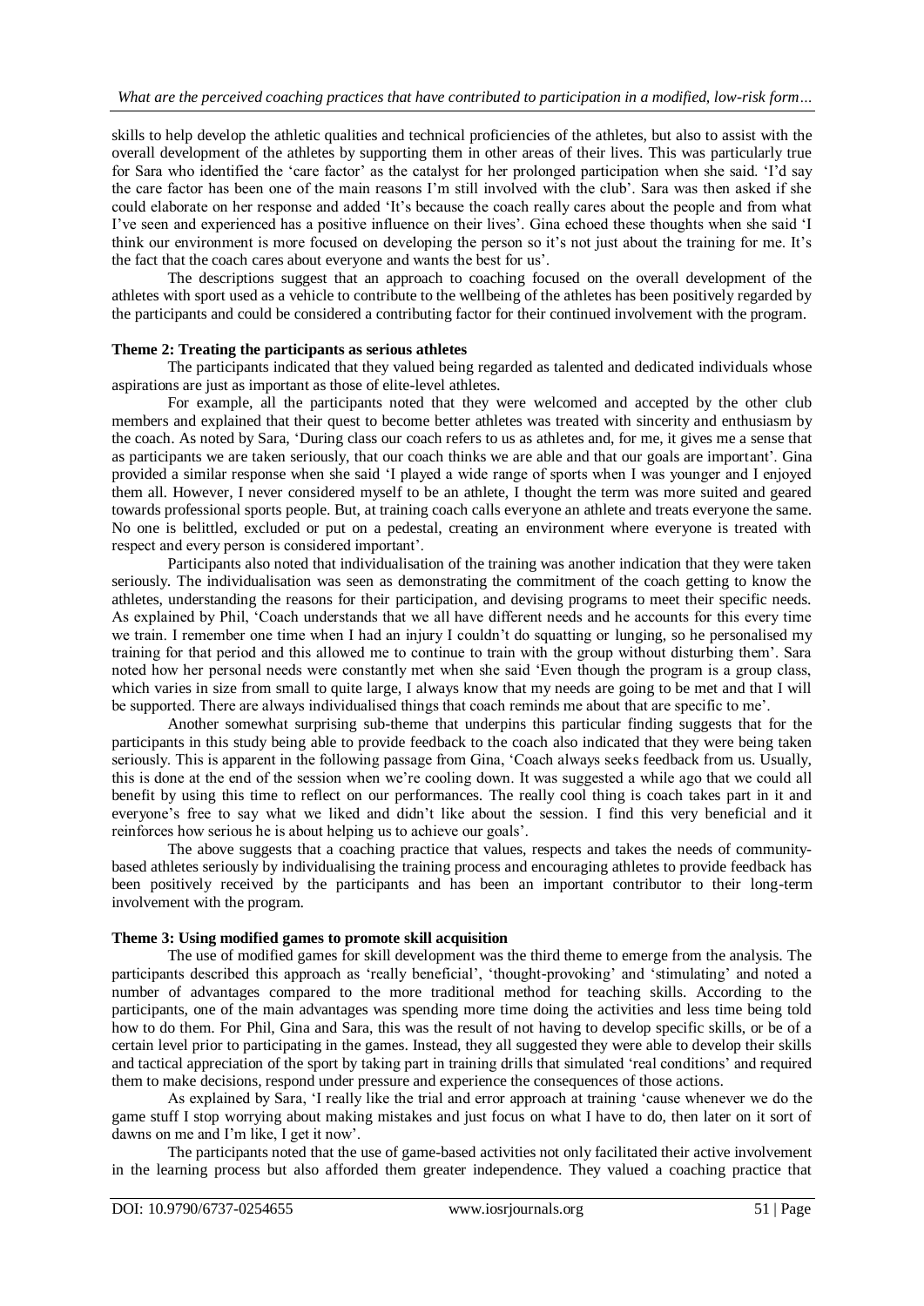skills to help develop the athletic qualities and technical proficiencies of the athletes, but also to assist with the overall development of the athletes by supporting them in other areas of their lives. This was particularly true for Sara who identified the 'care factor' as the catalyst for her prolonged participation when she said. 'I'd say the care factor has been one of the main reasons I'm still involved with the club'. Sara was then asked if she could elaborate on her response and added 'It's because the coach really cares about the people and from what I've seen and experienced has a positive influence on their lives'. Gina echoed these thoughts when she said 'I think our environment is more focused on developing the person so it's not just about the training for me. It's the fact that the coach cares about everyone and wants the best for us'.

The descriptions suggest that an approach to coaching focused on the overall development of the athletes with sport used as a vehicle to contribute to the wellbeing of the athletes has been positively regarded by the participants and could be considered a contributing factor for their continued involvement with the program.

**Theme 2: Treating the participants as serious athletes**

The participants indicated that they valued being regarded as talented and dedicated individuals whose aspirations are just as important as those of elite-level athletes.

For example, all the participants noted that they were welcomed and accepted by the other club members and explained that their quest to become better athletes was treated with sincerity and enthusiasm by the coach. As noted by Sara, 'During class our coach refers to us as athletes and, for me, it gives me a sense that as participants we are taken seriously, that our coach thinks we are able and that our goals are important'. Gina provided a similar response when she said 'I played a wide range of sports when I was younger and I enjoyed them all. However, I never considered myself to be an athlete, I thought the term was more suited and geared towards professional sports people. But, at training coach calls everyone an athlete and treats everyone the same. No one is belittled, excluded or put on a pedestal, creating an environment where everyone is treated with respect and every person is considered important'.

Participants also noted that individualisation of the training was another indication that they were taken seriously. The individualisation was seen as demonstrating the commitment of the coach getting to know the athletes, understanding the reasons for their participation, and devising programs to meet their specific needs. As explained by Phil, 'Coach understands that we all have different needs and he accounts for this every time we train. I remember one time when I had an injury I couldn't do squatting or lunging, so he personalised my training for that period and this allowed me to continue to train with the group without disturbing them'. Sara noted how her personal needs were constantly met when she said 'Even though the program is a group class, which varies in size from small to quite large, I always know that my needs are going to be met and that I will be supported. There are always individualised things that coach reminds me about that are specific to me'.

Another somewhat surprising sub-theme that underpins this particular finding suggests that for the participants in this study being able to provide feedback to the coach also indicated that they were being taken seriously. This is apparent in the following passage from Gina, 'Coach always seeks feedback from us. Usually, this is done at the end of the session when we're cooling down. It was suggested a while ago that we could all benefit by using this time to reflect on our performances. The really cool thing is coach takes part in it and everyone's free to say what we liked and didn't like about the session. I find this very beneficial and it reinforces how serious he is about helping us to achieve our goals'.

The above suggests that a coaching practice that values, respects and takes the needs of community-based athletes seriously by individualising the training process and encouraging athletes to provide feedback has been positively received by the participants and has been an important contributor to their long-term involvement with the program.

**Theme 3: Using modified games to promote skill acquisition**

The use of modified games for skill development was the third theme to emerge from the analysis. The participants described this approach as 'really beneficial', 'thought-provoking' and 'stimulating' and noted a number of advantages compared to the more traditional method for teaching skills. According to the participants, one of the main advantages was spending more time doing the activities and less time being told how to do them. For Phil, Gina and Sara, this was the result of not having to develop specific skills, or be of a certain level prior to participating in the games. Instead, they all suggested they were able to develop their skills and tactical appreciation of the sport by taking part in training drills that simulated 'real conditions' and required them to make decisions, respond under pressure and experience the consequences of those actions.

As explained by Sara, 'I really like the trial and error approach at training 'cause whenever we do the game stuff I stop worrying about making mistakes and just focus on what I have to do, then later on it sort of dawns on me and I'm like, I get it now'.

The participants noted that the use of game-based activities not only facilitated their active involvement in the learning process but also afforded them greater independence. They valued a coaching practice that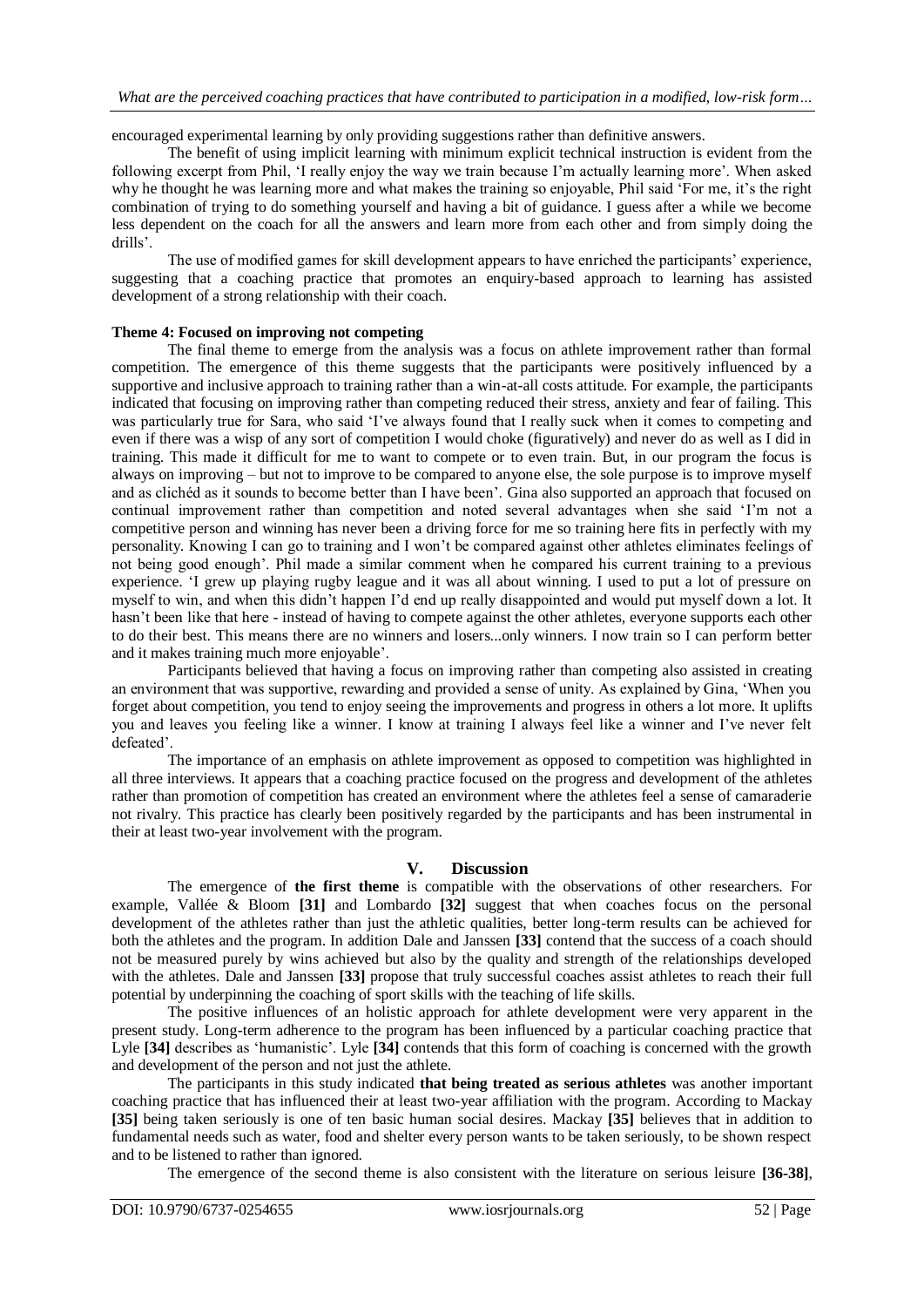encouraged experimental learning by only providing suggestions rather than definitive answers.

The benefit of using implicit learning with minimum explicit technical instruction is evident from the following excerpt from Phil, 'I really enjoy the way we train because I'm actually learning more'. When asked why he thought he was learning more and what makes the training so enjoyable, Phil said 'For me, it's the right combination of trying to do something yourself and having a bit of guidance. I guess after a while we become less dependent on the coach for all the answers and learn more from each other and from simply doing the drills'.

The use of modified games for skill development appears to have enriched the participants' experience, suggesting that a coaching practice that promotes an enquiry-based approach to learning has assisted development of a strong relationship with their coach.

**Theme 4: Focused on improving not competing**

The final theme to emerge from the analysis was a focus on athlete improvement rather than formal competition. The emergence of this theme suggests that the participants were positively influenced by a supportive and inclusive approach to training rather than a win-at-all costs attitude. For example, the participants indicated that focusing on improving rather than competing reduced their stress, anxiety and fear of failing. This was particularly true for Sara, who said 'I've always found that I really suck when it comes to competing and even if there was a wisp of any sort of competition I would choke (figuratively) and never do as well as I did in training. This made it difficult for me to want to compete or to even train. But, in our program the focus is always on improving – but not to improve to be compared to anyone else, the sole purpose is to improve myself and as clichéd as it sounds to become better than I have been'. Gina also supported an approach that focused on continual improvement rather than competition and noted several advantages when she said 'I'm not a competitive person and winning has never been a driving force for me so training here fits in perfectly with my personality. Knowing I can go to training and I won't be compared against other athletes eliminates feelings of not being good enough'. Phil made a similar comment when he compared his current training to a previous experience. 'I grew up playing rugby league and it was all about winning. I used to put a lot of pressure on myself to win, and when this didn't happen I'd end up really disappointed and would put myself down a lot. It hasn't been like that here - instead of having to compete against the other athletes, everyone supports each other to do their best. This means there are no winners and losers...only winners. I now train so I can perform better and it makes training much more enjoyable'.

Participants believed that having a focus on improving rather than competing also assisted in creating an environment that was supportive, rewarding and provided a sense of unity. As explained by Gina, 'When you forget about competition, you tend to enjoy seeing the improvements and progress in others a lot more. It uplifts you and leaves you feeling like a winner. I know at training I always feel like a winner and I've never felt defeated'.

The importance of an emphasis on athlete improvement as opposed to competition was highlighted in all three interviews. It appears that a coaching practice focused on the progress and development of the athletes rather than promotion of competition has created an environment where the athletes feel a sense of camaraderie not rivalry. This practice has clearly been positively regarded by the participants and has been instrumental in their at least two-year involvement with the program.

## V. Discussion

The emergence of **the first theme** is compatible with the observations of other researchers. For example, Vallée & Bloom **[31]** and Lombardo **[32]** suggest that when coaches focus on the personal development of the athletes rather than just the athletic qualities, better long-term results can be achieved for both the athletes and the program. In addition Dale and Janssen **[33]** contend that the success of a coach should not be measured purely by wins achieved but also by the quality and strength of the relationships developed with the athletes. Dale and Janssen **[33]** propose that truly successful coaches assist athletes to reach their full potential by underpinning the coaching of sport skills with the teaching of life skills.

The positive influences of an holistic approach for athlete development were very apparent in the present study. Long-term adherence to the program has been influenced by a particular coaching practice that Lyle **[34]** describes as 'humanistic'. Lyle **[34]** contends that this form of coaching is concerned with the growth and development of the person and not just the athlete.

The participants in this study indicated **that being treated as serious athletes** was another important coaching practice that has influenced their at least two-year affiliation with the program. According to Mackay **[35]** being taken seriously is one of ten basic human social desires. Mackay **[35]** believes that in addition to fundamental needs such as water, food and shelter every person wants to be taken seriously, to be shown respect and to be listened to rather than ignored.

The emergence of the second theme is also consistent with the literature on serious leisure **[36-38]**,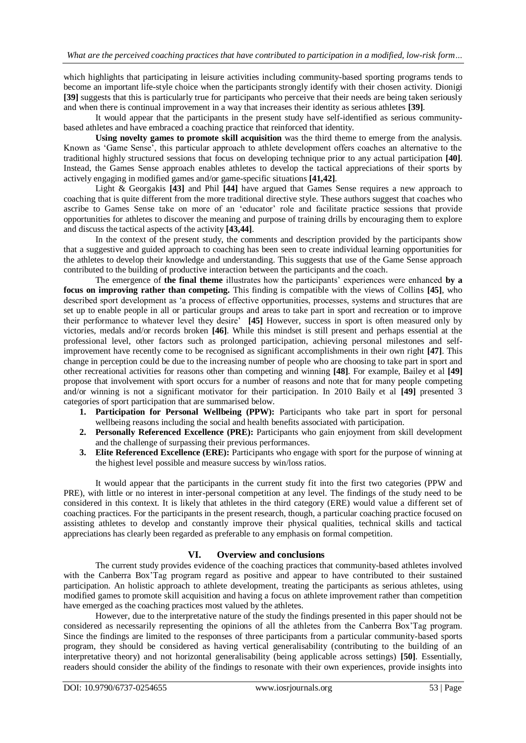which highlights that participating in leisure activities including community-based sporting programs tends to become an important life-style choice when the participants strongly identify with their chosen activity. Dionigi **[39]** suggests that this is particularly true for participants who perceive that their needs are being taken seriously and when there is continual improvement in a way that increases their identity as serious athletes **[39]**.

It would appear that the participants in the present study have self-identified as serious community-based athletes and have embraced a coaching practice that reinforced that identity.

**Using novelty games to promote skill acquisition** was the third theme to emerge from the analysis. Known as 'Game Sense', this particular approach to athlete development offers coaches an alternative to the traditional highly structured sessions that focus on developing technique prior to any actual participation **[40]**. Instead, the Games Sense approach enables athletes to develop the tactical appreciations of their sports by actively engaging in modified games and/or game-specific situations **[41,42]**.

Light & Georgakis **[43]** and Phil **[44]** have argued that Games Sense requires a new approach to coaching that is quite different from the more traditional directive style. These authors suggest that coaches who ascribe to Games Sense take on more of an 'educator' role and facilitate practice sessions that provide opportunities for athletes to discover the meaning and purpose of training drills by encouraging them to explore and discuss the tactical aspects of the activity **[43,44]**.

In the context of the present study, the comments and description provided by the participants show that a suggestive and guided approach to coaching has been seen to create individual learning opportunities for the athletes to develop their knowledge and understanding. This suggests that use of the Game Sense approach contributed to the building of productive interaction between the participants and the coach.

The emergence of **the final theme** illustrates how the participants' experiences were enhanced **by a focus on improving rather than competing.** This finding is compatible with the views of Collins **[45]**, who described sport development as 'a process of effective opportunities, processes, systems and structures that are set up to enable people in all or particular groups and areas to take part in sport and recreation or to improve their performance to whatever level they desire' **[45]** However, success in sport is often measured only by victories, medals and/or records broken **[46]**. While this mindset is still present and perhaps essential at the professional level, other factors such as prolonged participation, achieving personal milestones and self-improvement have recently come to be recognised as significant accomplishments in their own right **[47]**. This change in perception could be due to the increasing number of people who are choosing to take part in sport and other recreational activities for reasons other than competing and winning **[48]**. For example, Bailey et al **[49]** propose that involvement with sport occurs for a number of reasons and note that for many people competing and/or winning is not a significant motivator for their participation. In 2010 Baily et al **[49]** presented 3 categories of sport participation that are summarised below.

1. **Participation for Personal Wellbeing (PPW):** Participants who take part in sport for personal wellbeing reasons including the social and health benefits associated with participation.
2. **Personally Referenced Excellence (PRE):** Participants who gain enjoyment from skill development and the challenge of surpassing their previous performances.
3. **Elite Referenced Excellence (ERE):** Participants who engage with sport for the purpose of winning at the highest level possible and measure success by win/loss ratios.

It would appear that the participants in the current study fit into the first two categories (PPW and PRE), with little or no interest in inter-personal competition at any level. The findings of the study need to be considered in this context. It is likely that athletes in the third category (ERE) would value a different set of coaching practices. For the participants in the present research, though, a particular coaching practice focused on assisting athletes to develop and constantly improve their physical qualities, technical skills and tactical appreciations has clearly been regarded as preferable to any emphasis on formal competition.

## VI. Overview and conclusions

The current study provides evidence of the coaching practices that community-based athletes involved with the Canberra Box'Tag program regard as positive and appear to have contributed to their sustained participation. An holistic approach to athlete development, treating the participants as serious athletes, using modified games to promote skill acquisition and having a focus on athlete improvement rather than competition have emerged as the coaching practices most valued by the athletes.

However, due to the interpretative nature of the study the findings presented in this paper should not be considered as necessarily representing the opinions of all the athletes from the Canberra Box'Tag program. Since the findings are limited to the responses of three participants from a particular community-based sports program, they should be considered as having vertical generalisability (contributing to the building of an interpretative theory) and not horizontal generalisability (being applicable across settings) **[50]**. Essentially, readers should consider the ability of the findings to resonate with their own experiences, provide insights into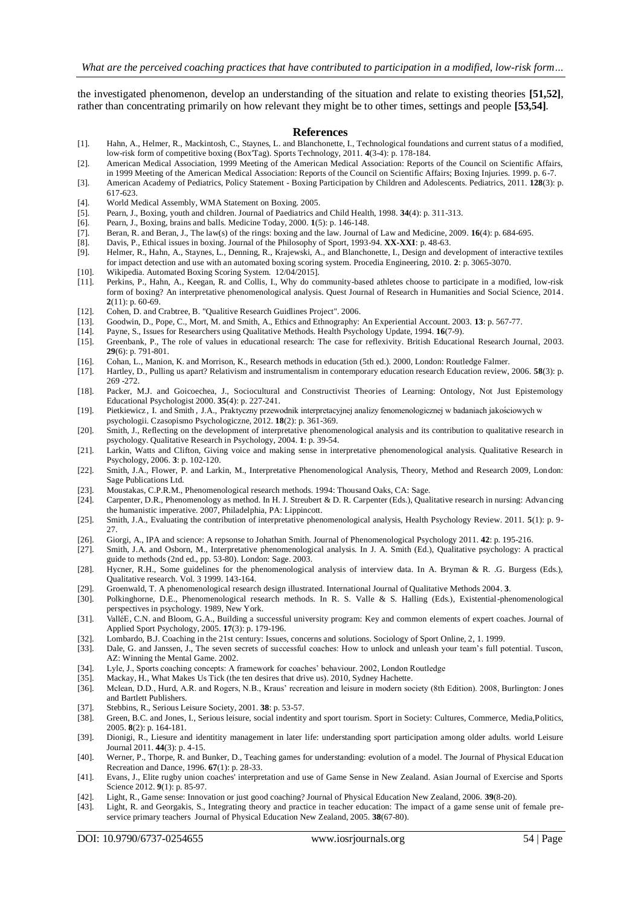the investigated phenomenon, develop an understanding of the situation and relate to existing theories **[51,52]**, rather than concentrating primarily on how relevant they might be to other times, settings and people **[53,54]**.

## References

[1]. Hahn, A., Helmer, R., Mackintosh, C., Staynes, L. and Blanchonette, I., Technological foundations and current status of a modified, low-risk form of competitive boxing (Box'Tag). Sports Technology, 2011. **4**(3-4): p. 178-184.

[2]. American Medical Association, 1999 Meeting of the American Medical Association: Reports of the Council on Scientific Affairs, in 1999 Meeting of the American Medical Association: Reports of the Council on Scientific Affairs; Boxing Injuries. 1999. p. 6-7.

[3]. American Academy of Pediatrics, Policy Statement - Boxing Participation by Children and Adolescents. Pediatrics, 2011. **128**(3): p. 617-623.

[4]. World Medical Assembly, WMA Statement on Boxing. 2005.

[5]. Pearn, J., Boxing, youth and children. Journal of Paediatrics and Child Health, 1998. **34**(4): p. 311-313.

[6]. Pearn, J., Boxing, brains and balls. Medicine Today, 2000. **1**(5): p. 146-148.

[7]. Beran, R. and Beran, J., The law(s) of the rings: boxing and the law. Journal of Law and Medicine, 2009. **16**(4): p. 684-695.

[8]. Davis, P., Ethical issues in boxing. Journal of the Philosophy of Sport, 1993-94. **XX-XXI**: p. 48-63.

[9]. Helmer, R., Hahn, A., Staynes, L., Denning, R., Krajewski, A., and Blanchonette, I., Design and development of interactive textiles for impact detection and use with an automated boxing scoring system. Procedia Engineering, 2010. **2**: p. 3065-3070.

[10]. Wikipedia. Automated Boxing Scoring System. 12/04/2015].

[11]. Perkins, P., Hahn, A., Keegan, R. and Collis, I., Why do community-based athletes choose to participate in a modified, low-risk form of boxing? An interpretative phenomenological analysis. Quest Journal of Research in Humanities and Social Science, 2014. **2**(11): p. 60-69.

[12]. Cohen, D. and Crabtree, B. "Qualitive Research Guidlines Project". 2006.

[13]. Goodwin, D., Pope, C., Mort, M. and Smith, A., Ethics and Ethnography: An Experiential Account. 2003. **13**: p. 567-77.

[14]. Payne, S., Issues for Researchers using Qualitative Methods. Health Psychology Update, 1994. **16**(7-9).

[15]. Greenbank, P., The role of values in educational research: The case for reflexivity. British Educational Research Journal, 2003. **29**(6): p. 791-801.

[16]. Cohan, L., Manion, K. and Morrison, K., Research methods in education (5th ed.). 2000, London: Routledge Falmer.

[17]. Hartley, D., Pulling us apart? Relativism and instrumentalism in contemporary education research Education review, 2006. **58**(3): p. 269 -272.

[18]. Packer, M.J. and Goicoechea, J., Sociocultural and Constructivist Theories of Learning: Ontology, Not Just Epistemology Educational Psychologist 2000. **35**(4): p. 227-241.

[19]. Pietkiewicz, I. and Smith, J.A., Praktyczny przewodnik interpretacyjnej analizy fenomenologicznej w badaniach jakościowych w psychologii. Czasopismo Psychologiczne, 2012. **18**(2): p. 361-369.

[20]. Smith, J., Reflecting on the development of interpretative phenomenological analysis and its contribution to qualitative research in psychology. Qualitative Research in Psychology, 2004. **1**: p. 39-54.

[21]. Larkin, Watts and Clifton, Giving voice and making sense in interpretative phenomenological analysis. Qualitative Research in Psychology, 2006. **3**: p. 102-120.

[22]. Smith, J.A., Flower, P. and Larkin, M., Interpretative Phenomenological Analysis, Theory, Method and Research 2009, London: Sage Publications Ltd.

[23]. Moustakas, C.P.R.M., Phenomenological research methods. 1994: Thousand Oaks, CA: Sage.

[24]. Carpenter, D.R., Phenomenology as method. In H. J. Streubert & D. R. Carpenter (Eds.), Qualitative research in nursing: Advancing the humanistic imperative. 2007, Philadelphia, PA: Lippincott.

[25]. Smith, J.A., Evaluating the contribution of interpretative phenomenological analysis, Health Psychology Review. 2011. **5**(1): p. 9-27.

[26]. Giorgi, A., IPA and science: A repsonse to Johathan Smith. Journal of Phenomenological Psychology 2011. **42**: p. 195-216.

[27]. Smith, J.A. and Osborn, M., Interpretative phenomenological analysis. In J. A. Smith (Ed.), Qualitative psychology: A practical guide to methods (2nd ed., pp. 53-80). London: Sage. 2003.

[28]. Hycner, R.H., Some guidelines for the phenomenological analysis of interview data. In A. Bryman & R. .G. Burgess (Eds.), Qualitative research. Vol. 3 1999. 143-164.

[29]. Groenwald, T. A phenomenological research design illustrated. International Journal of Qualitative Methods 2004. **3**.

[30]. Polkinghorne, D.E., Phenomenological research methods. In R. S. Valle & S. Halling (Eds.), Existential-phenomenological perspectives in psychology. 1989, New York.

[31]. ValléE, C.N. and Bloom, G.A., Building a successful university program: Key and common elements of expert coaches. Journal of Applied Sport Psychology, 2005. **17**(3): p. 179-196.

[32]. Lombardo, B.J. Coaching in the 21st century: Issues, concerns and solutions. Sociology of Sport Online, 2, 1. 1999.

[33]. Dale, G. and Janssen, J., The seven secrets of successful coaches: How to unlock and unleash your team's full potential. Tuscon, AZ: Winning the Mental Game. 2002.

[34]. Lyle, J., Sports coaching concepts: A framework for coaches' behaviour. 2002, London Routledge

[35]. Mackay, H., What Makes Us Tick (the ten desires that drive us). 2010, Sydney Hachette.

[36]. Mclean, D.D., Hurd, A.R. and Rogers, N.B., Kraus' recreation and leisure in modern society (8th Edition). 2008, Burlington: Jones and Bartlett Publishers.

[37]. Stebbins, R., Serious Leisure Society, 2001. **38**: p. 53-57.

[38]. Green, B.C. and Jones, I., Serious leisure, social indentity and sport tourism. Sport in Society: Cultures, Commerce, Media,Politics, 2005. **8**(2): p. 164-181.

[39]. Dionigi, R., Liesure and identitity management in later life: understanding sport participation among older adults. world Leisure Journal 2011. **44**(3): p. 4-15.

[40]. Werner, P., Thorpe, R. and Bunker, D., Teaching games for understanding: evolution of a model. The Journal of Physical Education Recreation and Dance, 1996. **67**(1): p. 28-33.

[41]. Evans, J., Elite rugby union coaches' interpretation and use of Game Sense in New Zealand. Asian Journal of Exercise and Sports Science 2012. **9**(1): p. 85-97.

[42]. Light, R., Game sense: Innovation or just good coaching? Journal of Physical Education New Zealand, 2006. **39**(8-20).

[43]. Light, R. and Georgakis, S., Integrating theory and practice in teacher education: The impact of a game sense unit of female pre-service primary teachers Journal of Physical Education New Zealand, 2005. **38**(67-80).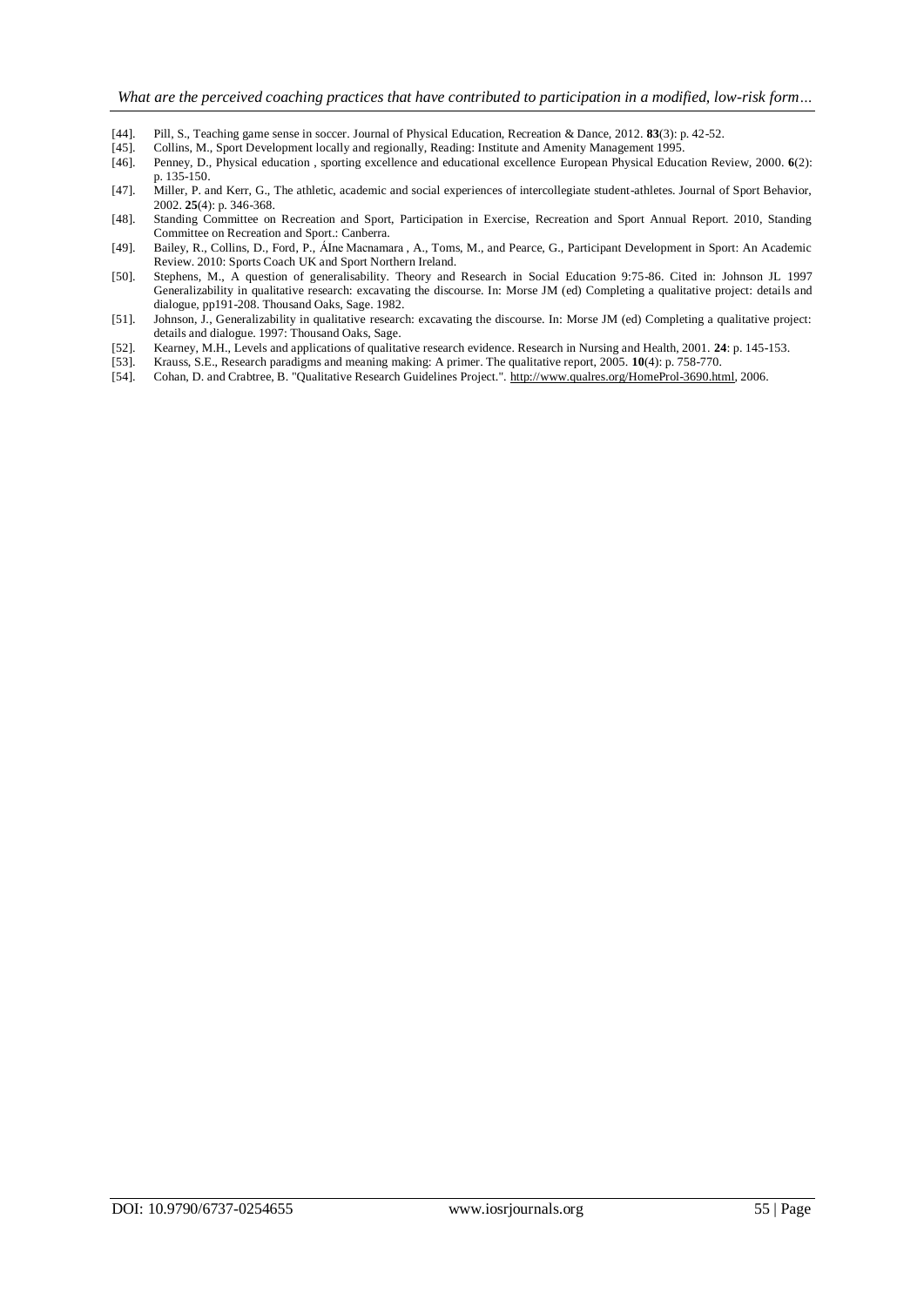[44]. Pill, S., Teaching game sense in soccer. Journal of Physical Education, Recreation & Dance, 2012. **83**(3): p. 42-52.

[45]. Collins, M., Sport Development locally and regionally, Reading: Institute and Amenity Management 1995.

[46]. Penney, D., Physical education , sporting excellence and educational excellence European Physical Education Review, 2000. **6**(2): p. 135-150.

[47]. Miller, P. and Kerr, G., The athletic, academic and social experiences of intercollegiate student-athletes. Journal of Sport Behavior, 2002. **25**(4): p. 346-368.

[48]. Standing Committee on Recreation and Sport, Participation in Exercise, Recreation and Sport Annual Report. 2010, Standing Committee on Recreation and Sport.: Canberra.

[49]. Bailey, R., Collins, D., Ford, P., ÁIne Macnamara , A., Toms, M., and Pearce, G., Participant Development in Sport: An Academic Review. 2010: Sports Coach UK and Sport Northern Ireland.

[50]. Stephens, M., A question of generalisability. Theory and Research in Social Education 9:75-86. Cited in: Johnson JL 1997 Generalizability in qualitative research: excavating the discourse. In: Morse JM (ed) Completing a qualitative project: details and dialogue, pp191-208. Thousand Oaks, Sage. 1982.

[51]. Johnson, J., Generalizability in qualitative research: excavating the discourse. In: Morse JM (ed) Completing a qualitative project: details and dialogue. 1997: Thousand Oaks, Sage.

[52]. Kearney, M.H., Levels and applications of qualitative research evidence. Research in Nursing and Health, 2001. **24**: p. 145-153.

[53]. Krauss, S.E., Research paradigms and meaning making: A primer. The qualitative report, 2005. **10**(4): p. 758-770.

[54]. Cohan, D. and Crabtree, B. "Qualitative Research Guidelines Project.". http://www.qualres.org/HomeProl-3690.html, 2006.